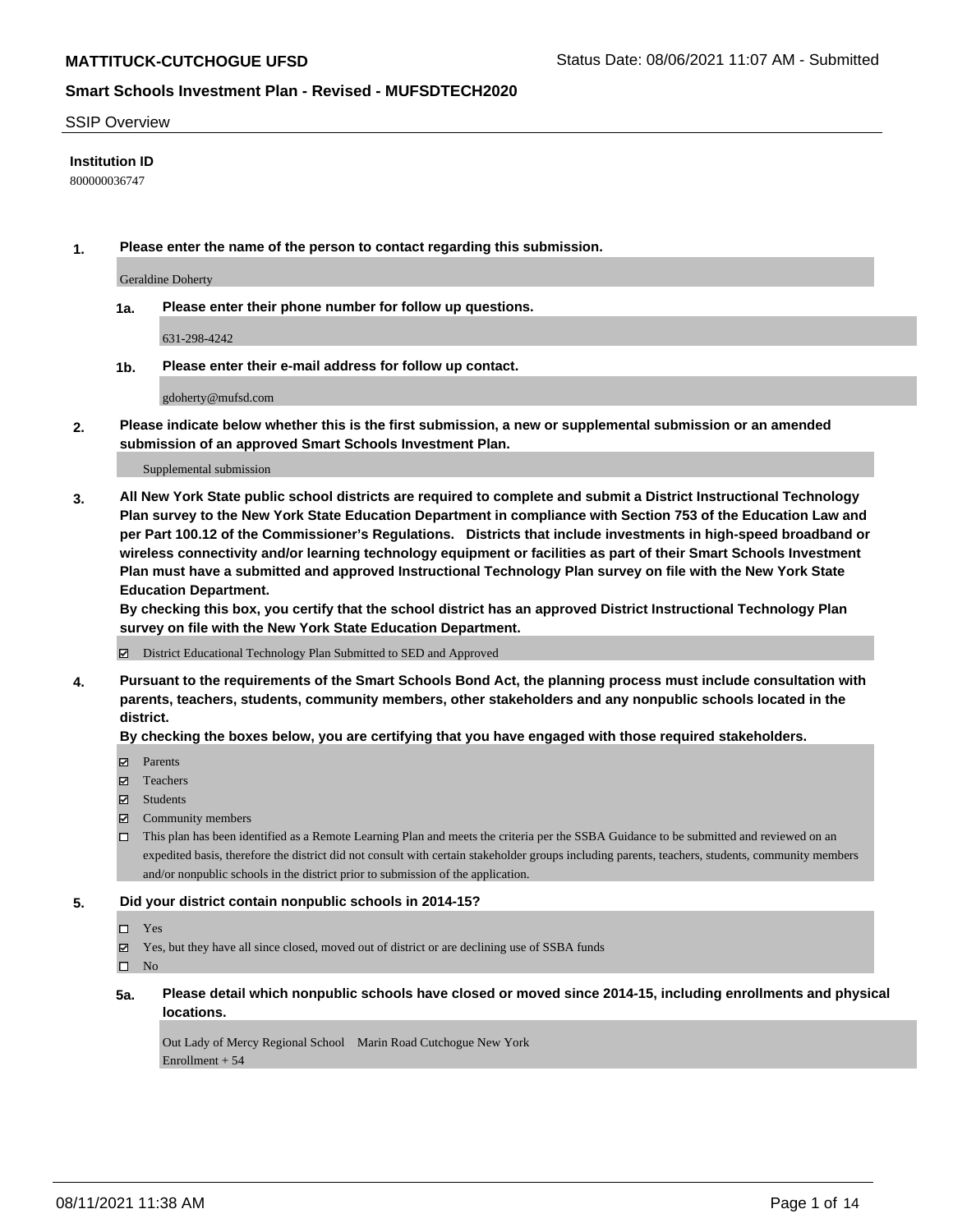**MATTITUCK-CUTCHOGUE UFSD** Status Date: 08/06/2021 11:07 AM - Submitted

**Smart Schools Investment Plan - Revised - MUFSDTECH2020**

SSIP Overview

**Institution ID**

800000036747

**1. Please enter the name of the person to contact regarding this submission.**

Geraldine Doherty

**1a. Please enter their phone number for follow up questions.**

631-298-4242

**1b. Please enter their e-mail address for follow up contact.**

gdoherty@mufsd.com

**2. Please indicate below whether this is the first submission, a new or supplemental submission or an amended submission of an approved Smart Schools Investment Plan.**

Supplemental submission

**3. All New York State public school districts are required to complete and submit a District Instructional Technology Plan survey to the New York State Education Department in compliance with Section 753 of the Education Law and per Part 100.12 of the Commissioner's Regulations. Districts that include investments in high-speed broadband or wireless connectivity and/or learning technology equipment or facilities as part of their Smart Schools Investment Plan must have a submitted and approved Instructional Technology Plan survey on file with the New York State Education Department.**

**By checking this box, you certify that the school district has an approved District Instructional Technology Plan survey on file with the New York State Education Department.**

☑ District Educational Technology Plan Submitted to SED and Approved

**4. Pursuant to the requirements of the Smart Schools Bond Act, the planning process must include consultation with parents, teachers, students, community members, other stakeholders and any nonpublic schools located in the district.**

**By checking the boxes below, you are certifying that you have engaged with those required stakeholders.**

☑ Parents

☑ Teachers

☑ Students

☑ Community members

☐ This plan has been identified as a Remote Learning Plan and meets the criteria per the SSBA Guidance to be submitted and reviewed on an expedited basis, therefore the district did not consult with certain stakeholder groups including parents, teachers, students, community members and/or nonpublic schools in the district prior to submission of the application.

**5. Did your district contain nonpublic schools in 2014-15?**

☐ Yes

☑ Yes, but they have all since closed, moved out of district or are declining use of SSBA funds

☐ No

**5a. Please detail which nonpublic schools have closed or moved since 2014-15, including enrollments and physical locations.**

Out Lady of Mercy Regional School Marin Road Cutchogue New York
Enrollment + 54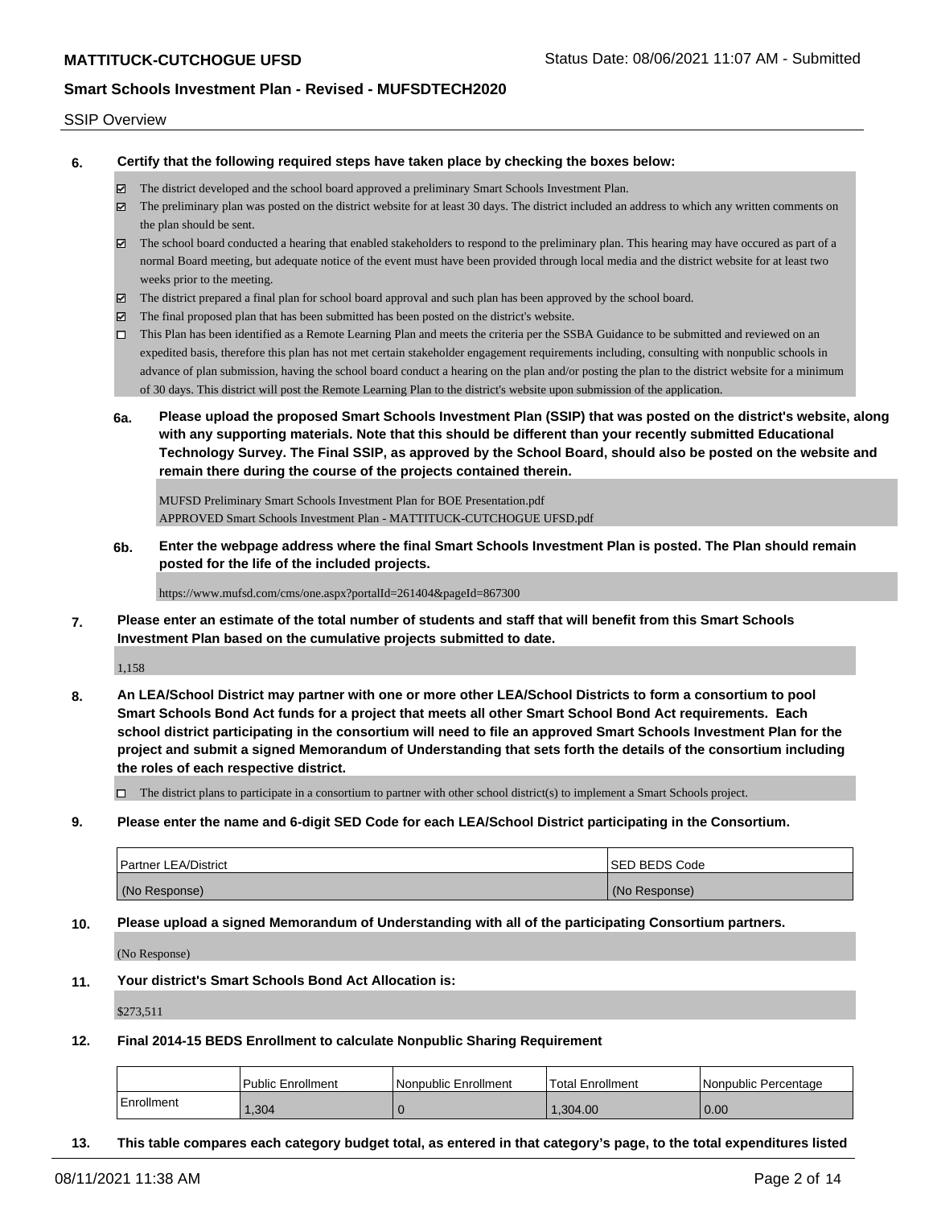SSIP Overview

**6. Certify that the following required steps have taken place by checking the boxes below:**

- ☑ The district developed and the school board approved a preliminary Smart Schools Investment Plan.
- ☑ The preliminary plan was posted on the district website for at least 30 days. The district included an address to which any written comments on the plan should be sent.
- ☑ The school board conducted a hearing that enabled stakeholders to respond to the preliminary plan. This hearing may have occured as part of a normal Board meeting, but adequate notice of the event must have been provided through local media and the district website for at least two weeks prior to the meeting.
- ☑ The district prepared a final plan for school board approval and such plan has been approved by the school board.
- ☑ The final proposed plan that has been submitted has been posted on the district's website.
- ☐ This Plan has been identified as a Remote Learning Plan and meets the criteria per the SSBA Guidance to be submitted and reviewed on an expedited basis, therefore this plan has not met certain stakeholder engagement requirements including, consulting with nonpublic schools in advance of plan submission, having the school board conduct a hearing on the plan and/or posting the plan to the district website for a minimum of 30 days. This district will post the Remote Learning Plan to the district's website upon submission of the application.

**6a. Please upload the proposed Smart Schools Investment Plan (SSIP) that was posted on the district's website, along with any supporting materials. Note that this should be different than your recently submitted Educational Technology Survey. The Final SSIP, as approved by the School Board, should also be posted on the website and remain there during the course of the projects contained therein.**

MUFSD Preliminary Smart Schools Investment Plan for BOE Presentation.pdf
APPROVED Smart Schools Investment Plan - MATTITUCK-CUTCHOGUE UFSD.pdf

**6b. Enter the webpage address where the final Smart Schools Investment Plan is posted. The Plan should remain posted for the life of the included projects.**

https://www.mufsd.com/cms/one.aspx?portalId=261404&pageId=867300

**7. Please enter an estimate of the total number of students and staff that will benefit from this Smart Schools Investment Plan based on the cumulative projects submitted to date.**

1,158

**8. An LEA/School District may partner with one or more other LEA/School Districts to form a consortium to pool Smart Schools Bond Act funds for a project that meets all other Smart School Bond Act requirements. Each school district participating in the consortium will need to file an approved Smart Schools Investment Plan for the project and submit a signed Memorandum of Understanding that sets forth the details of the consortium including the roles of each respective district.**

- ☐ The district plans to participate in a consortium to partner with other school district(s) to implement a Smart Schools project.

**9. Please enter the name and 6-digit SED Code for each LEA/School District participating in the Consortium.**

| Partner LEA/District | SED BEDS Code |
|---|---|
| (No Response) | (No Response) |

**10. Please upload a signed Memorandum of Understanding with all of the participating Consortium partners.**

(No Response)

**11. Your district's Smart Schools Bond Act Allocation is:**

$273,511

**12. Final 2014-15 BEDS Enrollment to calculate Nonpublic Sharing Requirement**

| | Public Enrollment | Nonpublic Enrollment | Total Enrollment | Nonpublic Percentage |
|---|---|---|---|---|
| Enrollment | 1,304 | 0 | 1,304.00 | 0.00 |

**13. This table compares each category budget total, as entered in that category's page, to the total expenditures listed**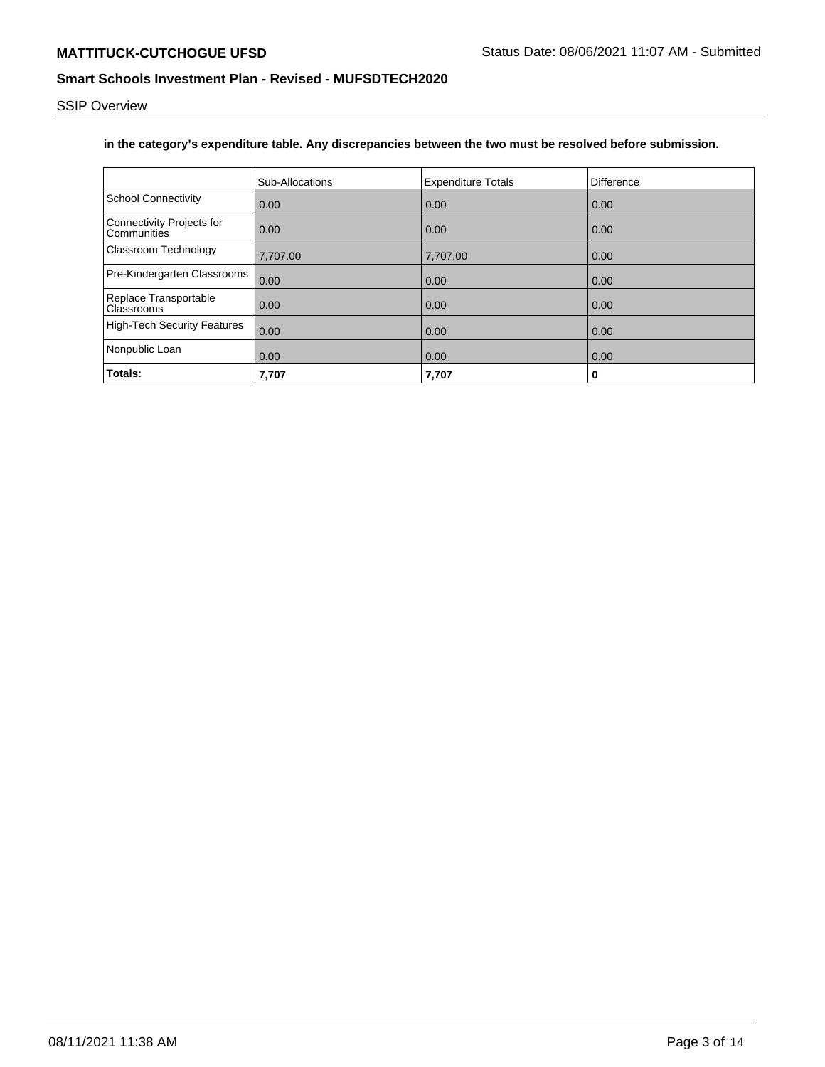**in the category's expenditure table. Any discrepancies between the two must be resolved before submission.**

| | Sub-Allocations | Expenditure Totals | Difference |
|---|---|---|---|
| School Connectivity | 0.00 | 0.00 | 0.00 |
| Connectivity Projects for Communities | 0.00 | 0.00 | 0.00 |
| Classroom Technology | 7,707.00 | 7,707.00 | 0.00 |
| Pre-Kindergarten Classrooms | 0.00 | 0.00 | 0.00 |
| Replace Transportable Classrooms | 0.00 | 0.00 | 0.00 |
| High-Tech Security Features | 0.00 | 0.00 | 0.00 |
| Nonpublic Loan | 0.00 | 0.00 | 0.00 |
| **Totals:** | **7,707** | **7,707** | **0** |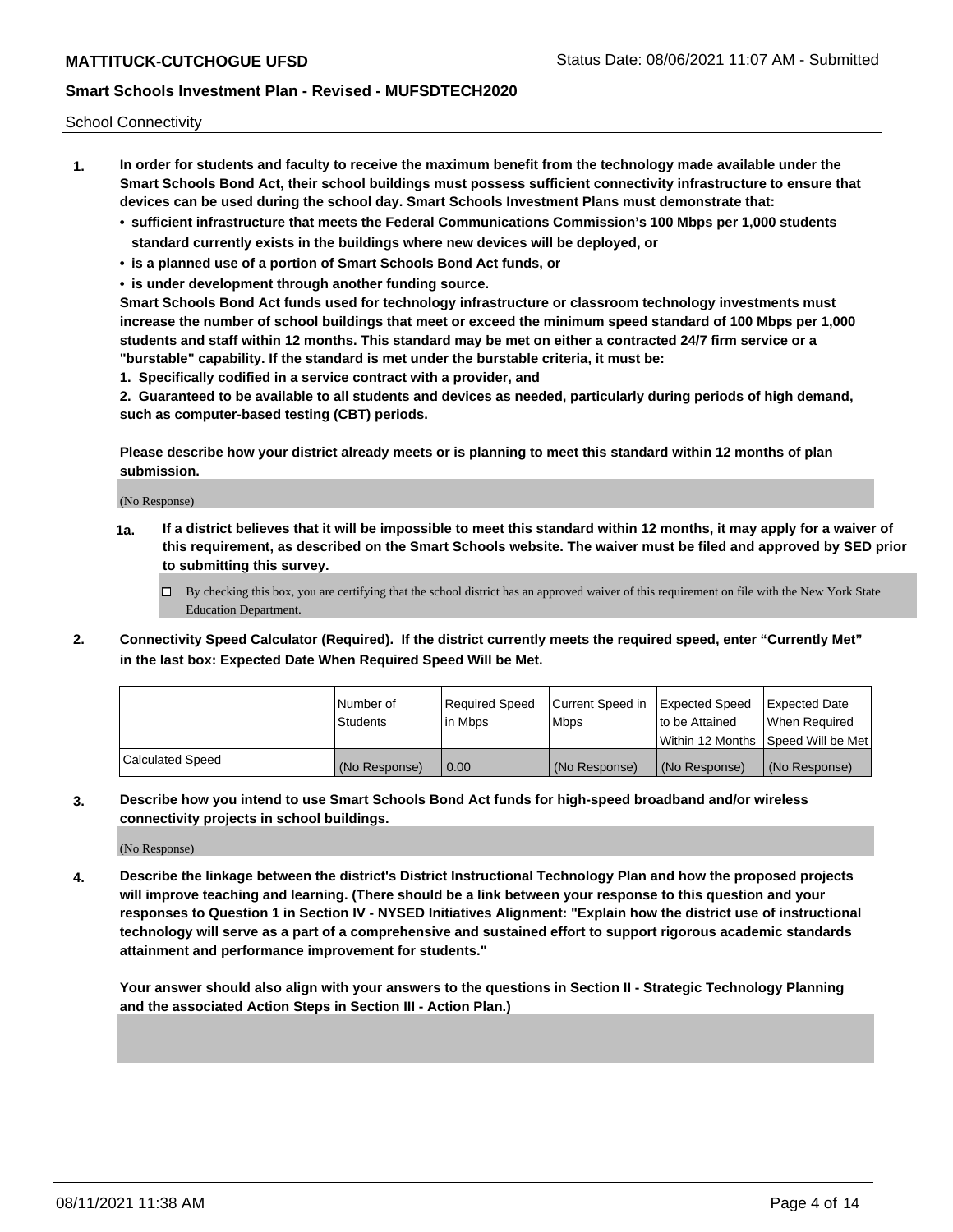School Connectivity

1. **In order for students and faculty to receive the maximum benefit from the technology made available under the Smart Schools Bond Act, their school buildings must possess sufficient connectivity infrastructure to ensure that devices can be used during the school day. Smart Schools Investment Plans must demonstrate that:**
   - **sufficient infrastructure that meets the Federal Communications Commission's 100 Mbps per 1,000 students standard currently exists in the buildings where new devices will be deployed, or**
   - **is a planned use of a portion of Smart Schools Bond Act funds, or**
   - **is under development through another funding source.**

   **Smart Schools Bond Act funds used for technology infrastructure or classroom technology investments must increase the number of school buildings that meet or exceed the minimum speed standard of 100 Mbps per 1,000 students and staff within 12 months. This standard may be met on either a contracted 24/7 firm service or a "burstable" capability. If the standard is met under the burstable criteria, it must be:**

   **1. Specifically codified in a service contract with a provider, and**

   **2. Guaranteed to be available to all students and devices as needed, particularly during periods of high demand, such as computer-based testing (CBT) periods.**

   **Please describe how your district already meets or is planning to meet this standard within 12 months of plan submission.**

   (No Response)

   **1a. If a district believes that it will be impossible to meet this standard within 12 months, it may apply for a waiver of this requirement, as described on the Smart Schools website. The waiver must be filed and approved by SED prior to submitting this survey.**

   ☐ By checking this box, you are certifying that the school district has an approved waiver of this requirement on file with the New York State Education Department.

2. **Connectivity Speed Calculator (Required). If the district currently meets the required speed, enter "Currently Met" in the last box: Expected Date When Required Speed Will be Met.**

| | Number of Students | Required Speed in Mbps | Current Speed in Mbps | Expected Speed to be Attained Within 12 Months | Expected Date When Required Speed Will be Met |
|---|---|---|---|---|---|
| Calculated Speed | (No Response) | 0.00 | (No Response) | (No Response) | (No Response) |

3. **Describe how you intend to use Smart Schools Bond Act funds for high-speed broadband and/or wireless connectivity projects in school buildings.**

   (No Response)

4. **Describe the linkage between the district's District Instructional Technology Plan and how the proposed projects will improve teaching and learning. (There should be a link between your response to this question and your responses to Question 1 in Section IV - NYSED Initiatives Alignment: "Explain how the district use of instructional technology will serve as a part of a comprehensive and sustained effort to support rigorous academic standards attainment and performance improvement for students."**

   **Your answer should also align with your answers to the questions in Section II - Strategic Technology Planning and the associated Action Steps in Section III - Action Plan.)**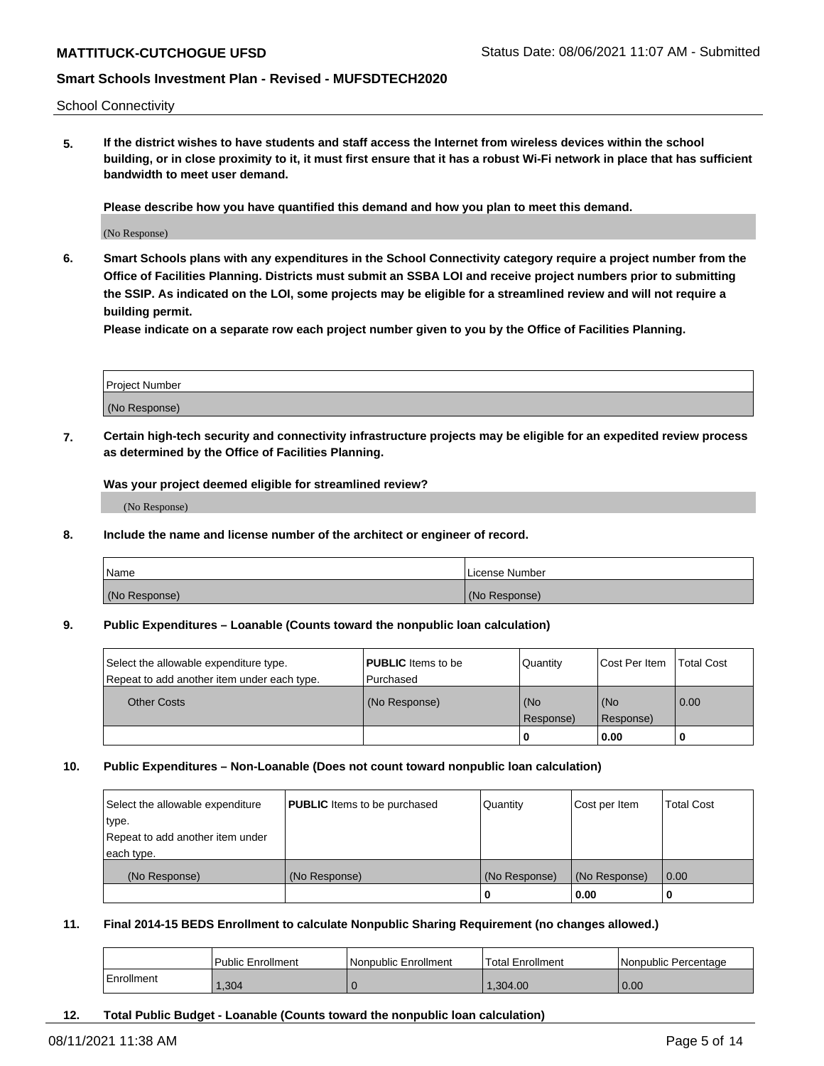School Connectivity

**5. If the district wishes to have students and staff access the Internet from wireless devices within the school building, or in close proximity to it, it must first ensure that it has a robust Wi-Fi network in place that has sufficient bandwidth to meet user demand.**

**Please describe how you have quantified this demand and how you plan to meet this demand.**

(No Response)

**6. Smart Schools plans with any expenditures in the School Connectivity category require a project number from the Office of Facilities Planning. Districts must submit an SSBA LOI and receive project numbers prior to submitting the SSIP. As indicated on the LOI, some projects may be eligible for a streamlined review and will not require a building permit.**

**Please indicate on a separate row each project number given to you by the Office of Facilities Planning.**

| Project Number |
|---|
| (No Response) |

**7. Certain high-tech security and connectivity infrastructure projects may be eligible for an expedited review process as determined by the Office of Facilities Planning.**

**Was your project deemed eligible for streamlined review?**

(No Response)

**8. Include the name and license number of the architect or engineer of record.**

| Name | License Number |
|---|---|
| (No Response) | (No Response) |

**9. Public Expenditures – Loanable (Counts toward the nonpublic loan calculation)**

| Select the allowable expenditure type. Repeat to add another item under each type. | **PUBLIC** Items to be Purchased | Quantity | Cost Per Item | Total Cost |
|---|---|---|---|---|
| Other Costs | (No Response) | (No Response) | (No Response) | 0.00 |
| | | **0** | **0.00** | **0** |

**10. Public Expenditures – Non-Loanable (Does not count toward nonpublic loan calculation)**

| Select the allowable expenditure type. Repeat to add another item under each type. | **PUBLIC** Items to be purchased | Quantity | Cost per Item | Total Cost |
|---|---|---|---|---|
| (No Response) | (No Response) | (No Response) | (No Response) | 0.00 |
| | | **0** | **0.00** | **0** |

**11. Final 2014-15 BEDS Enrollment to calculate Nonpublic Sharing Requirement (no changes allowed.)**

| | Public Enrollment | Nonpublic Enrollment | Total Enrollment | Nonpublic Percentage |
|---|---|---|---|---|
| Enrollment | 1,304 | 0 | 1,304.00 | 0.00 |

**12. Total Public Budget - Loanable (Counts toward the nonpublic loan calculation)**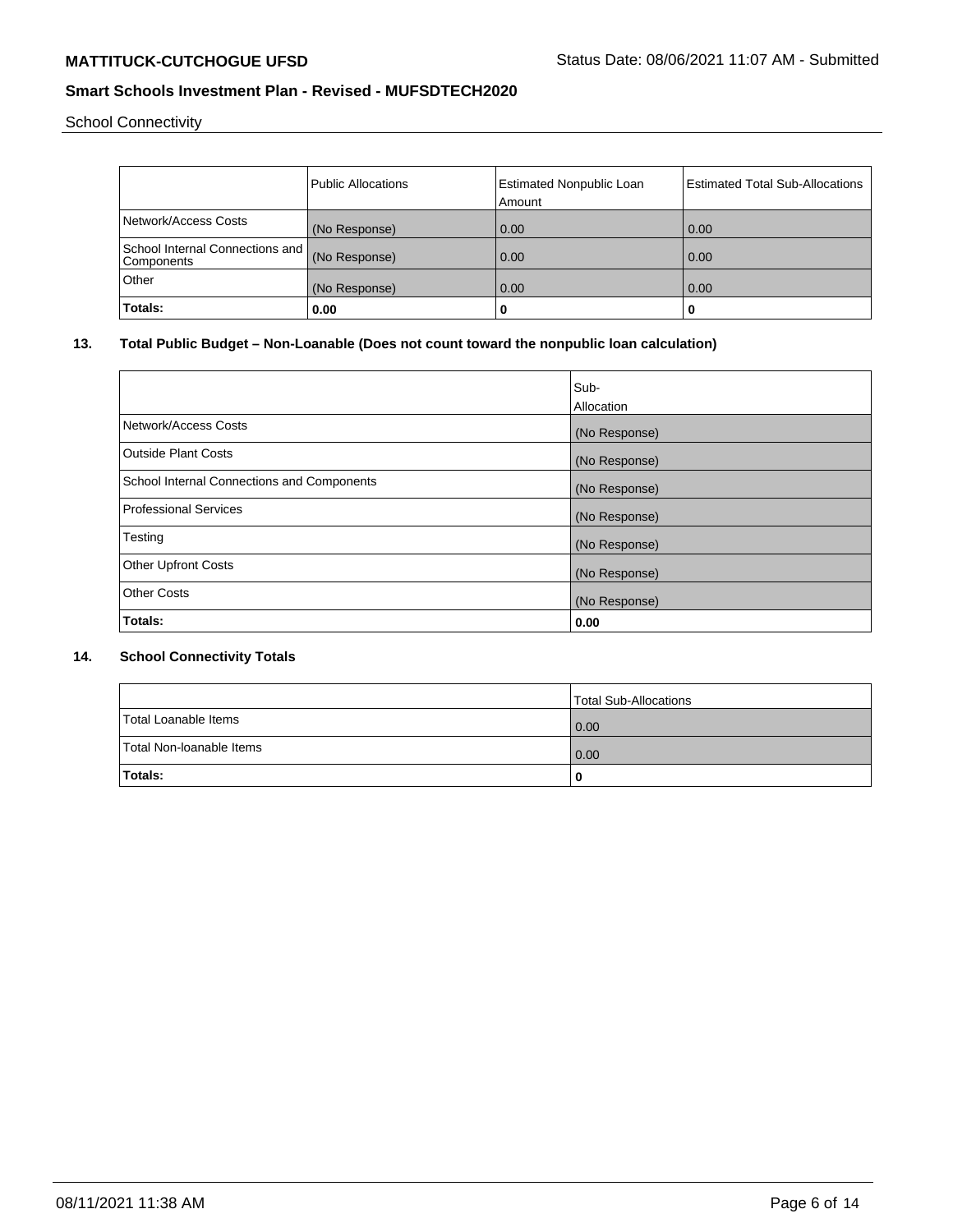School Connectivity

| | Public Allocations | Estimated Nonpublic Loan Amount | Estimated Total Sub-Allocations |
|---|---|---|---|
| Network/Access Costs | (No Response) | 0.00 | 0.00 |
| School Internal Connections and Components | (No Response) | 0.00 | 0.00 |
| Other | (No Response) | 0.00 | 0.00 |
| **Totals:** | **0.00** | **0** | **0** |

## 13. Total Public Budget – Non-Loanable (Does not count toward the nonpublic loan calculation)

| | Sub-Allocation |
|---|---|
| Network/Access Costs | (No Response) |
| Outside Plant Costs | (No Response) |
| School Internal Connections and Components | (No Response) |
| Professional Services | (No Response) |
| Testing | (No Response) |
| Other Upfront Costs | (No Response) |
| Other Costs | (No Response) |
| **Totals:** | **0.00** |

## 14. School Connectivity Totals

| | Total Sub-Allocations |
|---|---|
| Total Loanable Items | 0.00 |
| Total Non-loanable Items | 0.00 |
| **Totals:** | **0** |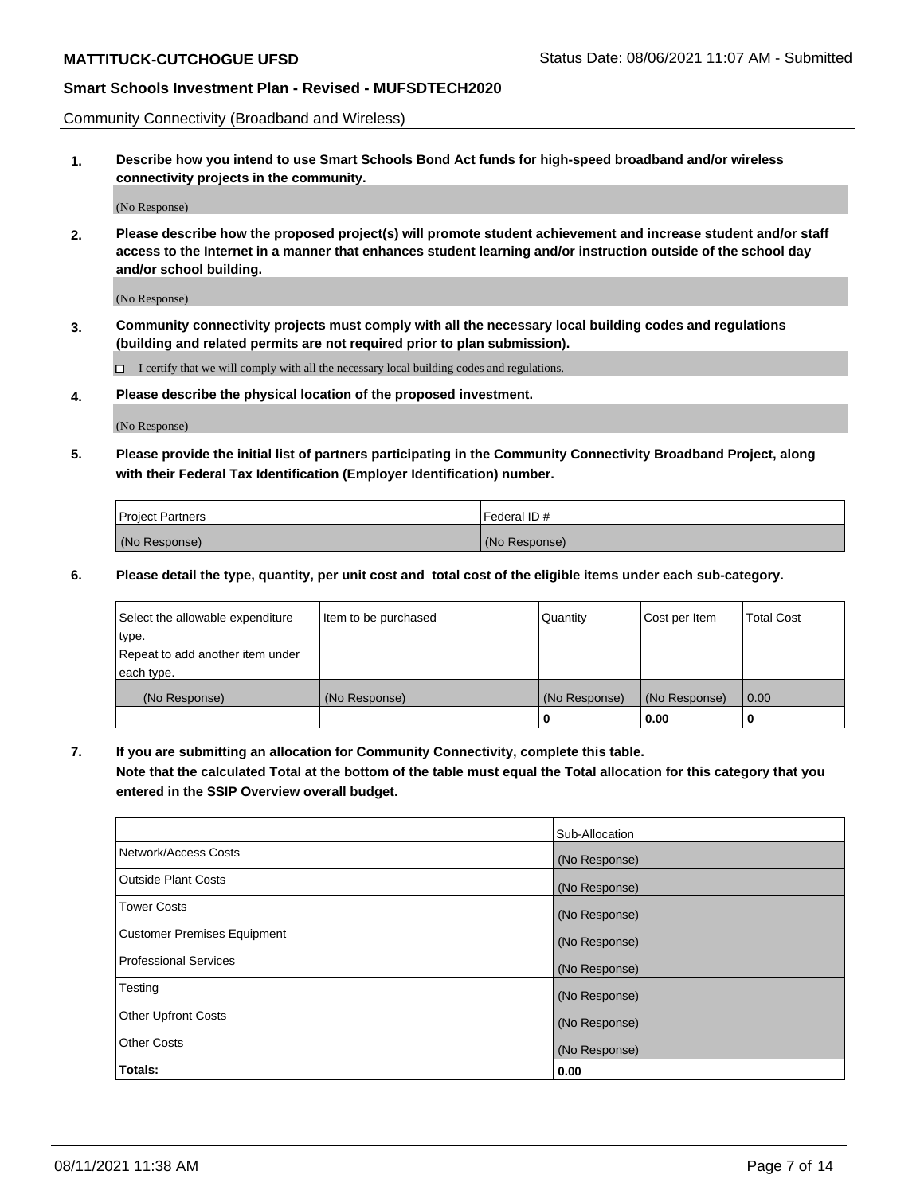Community Connectivity (Broadband and Wireless)

**1. Describe how you intend to use Smart Schools Bond Act funds for high-speed broadband and/or wireless connectivity projects in the community.**

(No Response)

**2. Please describe how the proposed project(s) will promote student achievement and increase student and/or staff access to the Internet in a manner that enhances student learning and/or instruction outside of the school day and/or school building.**

(No Response)

**3. Community connectivity projects must comply with all the necessary local building codes and regulations (building and related permits are not required prior to plan submission).**

☐ I certify that we will comply with all the necessary local building codes and regulations.

**4. Please describe the physical location of the proposed investment.**

(No Response)

**5. Please provide the initial list of partners participating in the Community Connectivity Broadband Project, along with their Federal Tax Identification (Employer Identification) number.**

| Project Partners | Federal ID # |
|---|---|
| (No Response) | (No Response) |

**6. Please detail the type, quantity, per unit cost and total cost of the eligible items under each sub-category.**

| Select the allowable expenditure type. Repeat to add another item under each type. | Item to be purchased | Quantity | Cost per Item | Total Cost |
|---|---|---|---|---|
| (No Response) | (No Response) | (No Response) | (No Response) | 0.00 |
| | | **0** | **0.00** | **0** |

**7. If you are submitting an allocation for Community Connectivity, complete this table. Note that the calculated Total at the bottom of the table must equal the Total allocation for this category that you entered in the SSIP Overview overall budget.**

| | Sub-Allocation |
|---|---|
| Network/Access Costs | (No Response) |
| Outside Plant Costs | (No Response) |
| Tower Costs | (No Response) |
| Customer Premises Equipment | (No Response) |
| Professional Services | (No Response) |
| Testing | (No Response) |
| Other Upfront Costs | (No Response) |
| Other Costs | (No Response) |
| **Totals:** | **0.00** |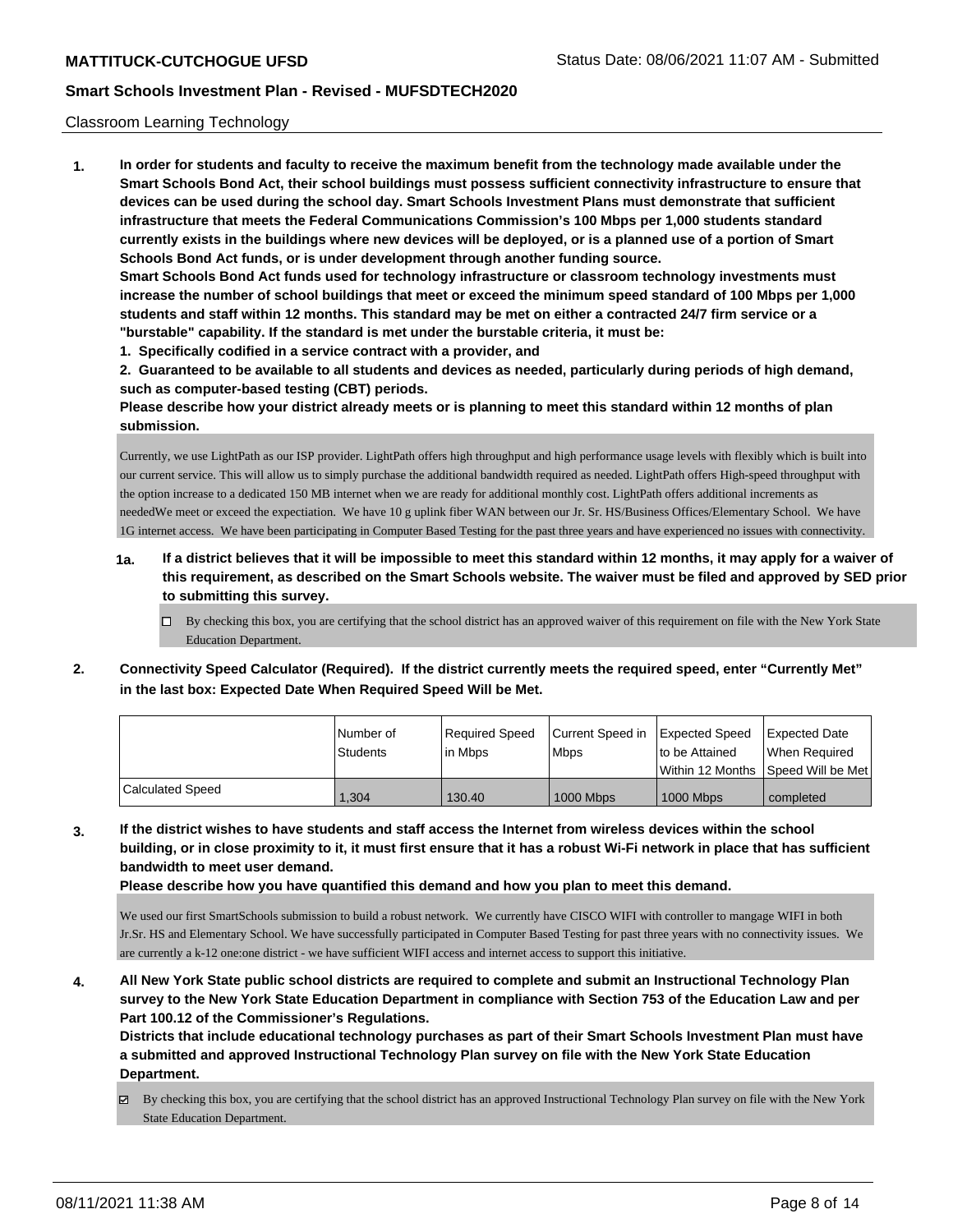Classroom Learning Technology

**1. In order for students and faculty to receive the maximum benefit from the technology made available under the Smart Schools Bond Act, their school buildings must possess sufficient connectivity infrastructure to ensure that devices can be used during the school day. Smart Schools Investment Plans must demonstrate that sufficient infrastructure that meets the Federal Communications Commission's 100 Mbps per 1,000 students standard currently exists in the buildings where new devices will be deployed, or is a planned use of a portion of Smart Schools Bond Act funds, or is under development through another funding source.**

**Smart Schools Bond Act funds used for technology infrastructure or classroom technology investments must increase the number of school buildings that meet or exceed the minimum speed standard of 100 Mbps per 1,000 students and staff within 12 months. This standard may be met on either a contracted 24/7 firm service or a "burstable" capability. If the standard is met under the burstable criteria, it must be:**

**1. Specifically codified in a service contract with a provider, and**

**2. Guaranteed to be available to all students and devices as needed, particularly during periods of high demand, such as computer-based testing (CBT) periods.**

**Please describe how your district already meets or is planning to meet this standard within 12 months of plan submission.**

Currently, we use LightPath as our ISP provider. LightPath offers high throughput and high performance usage levels with flexibly which is built into our current service. This will allow us to simply purchase the additional bandwidth required as needed. LightPath offers High-speed throughput with the option increase to a dedicated 150 MB internet when we are ready for additional monthly cost. LightPath offers additional increments as neededWe meet or exceed the expectiation. We have 10 g uplink fiber WAN between our Jr. Sr. HS/Business Offices/Elementary School. We have 1G internet access. We have been participating in Computer Based Testing for the past three years and have experienced no issues with connectivity.

**1a. If a district believes that it will be impossible to meet this standard within 12 months, it may apply for a waiver of this requirement, as described on the Smart Schools website. The waiver must be filed and approved by SED prior to submitting this survey.**

☐ By checking this box, you are certifying that the school district has an approved waiver of this requirement on file with the New York State Education Department.

**2. Connectivity Speed Calculator (Required). If the district currently meets the required speed, enter "Currently Met" in the last box: Expected Date When Required Speed Will be Met.**

| | Number of Students | Required Speed in Mbps | Current Speed in Mbps | Expected Speed to be Attained Within 12 Months | Expected Date When Required Speed Will be Met |
|---|---|---|---|---|---|
| Calculated Speed | 1,304 | 130.40 | 1000 Mbps | 1000 Mbps | completed |

**3. If the district wishes to have students and staff access the Internet from wireless devices within the school building, or in close proximity to it, it must first ensure that it has a robust Wi-Fi network in place that has sufficient bandwidth to meet user demand.**

**Please describe how you have quantified this demand and how you plan to meet this demand.**

We used our first SmartSchools submission to build a robust network. We currently have CISCO WIFI with controller to mangage WIFI in both Jr.Sr. HS and Elementary School. We have successfully participated in Computer Based Testing for past three years with no connectivity issues. We are currently a k-12 one:one district - we have sufficient WIFI access and internet access to support this initiative.

**4. All New York State public school districts are required to complete and submit an Instructional Technology Plan survey to the New York State Education Department in compliance with Section 753 of the Education Law and per Part 100.12 of the Commissioner's Regulations.**

**Districts that include educational technology purchases as part of their Smart Schools Investment Plan must have a submitted and approved Instructional Technology Plan survey on file with the New York State Education Department.**

☑ By checking this box, you are certifying that the school district has an approved Instructional Technology Plan survey on file with the New York State Education Department.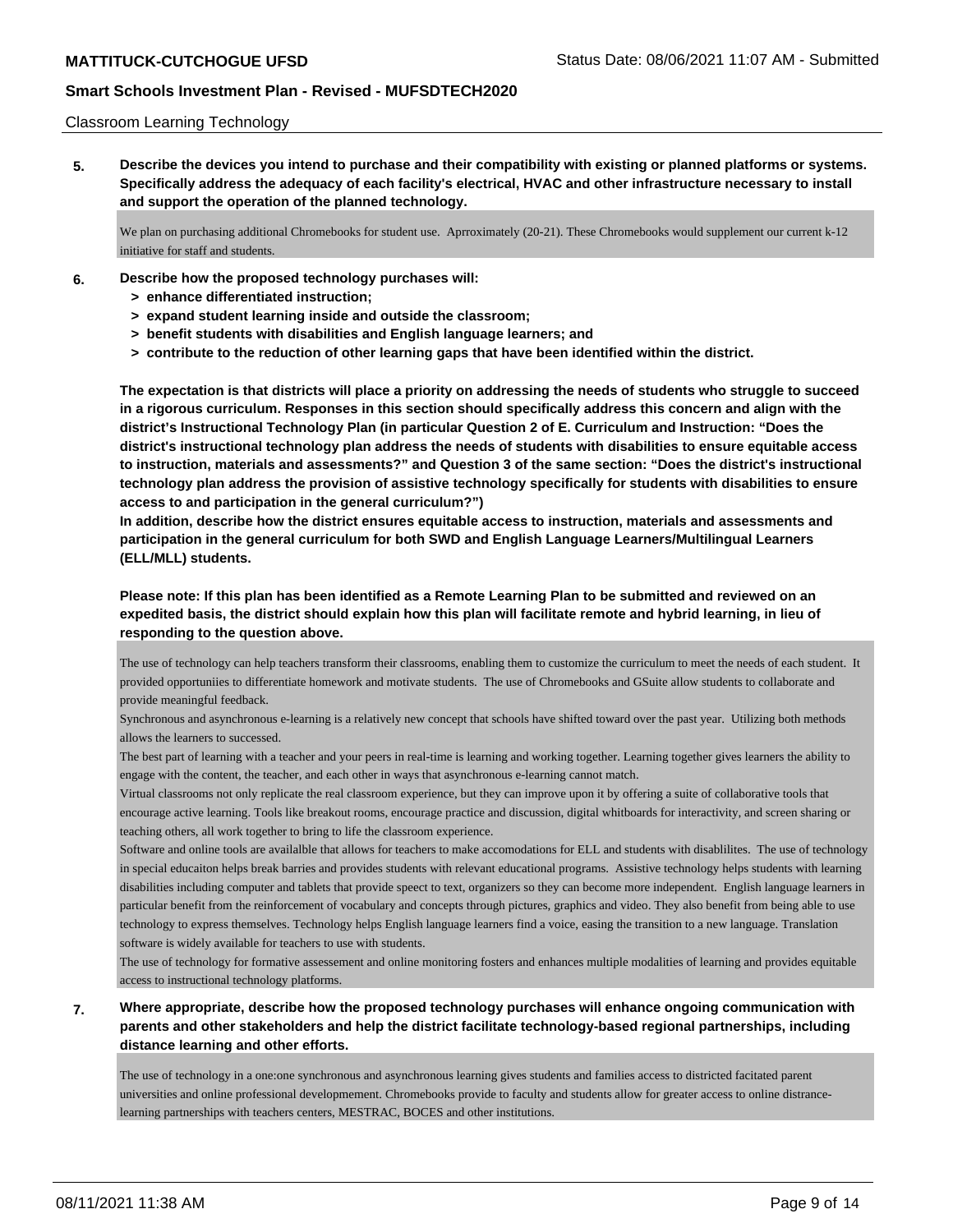Classroom Learning Technology

**5. Describe the devices you intend to purchase and their compatibility with existing or planned platforms or systems. Specifically address the adequacy of each facility's electrical, HVAC and other infrastructure necessary to install and support the operation of the planned technology.**

We plan on purchasing additional Chromebooks for student use. Aprroximately (20-21). These Chromebooks would supplement our current k-12 initiative for staff and students.

**6. Describe how the proposed technology purchases will:**
- **> enhance differentiated instruction;**
- **> expand student learning inside and outside the classroom;**
- **> benefit students with disabilities and English language learners; and**
- **> contribute to the reduction of other learning gaps that have been identified within the district.**

**The expectation is that districts will place a priority on addressing the needs of students who struggle to succeed in a rigorous curriculum. Responses in this section should specifically address this concern and align with the district's Instructional Technology Plan (in particular Question 2 of E. Curriculum and Instruction: "Does the district's instructional technology plan address the needs of students with disabilities to ensure equitable access to instruction, materials and assessments?" and Question 3 of the same section: "Does the district's instructional technology plan address the provision of assistive technology specifically for students with disabilities to ensure access to and participation in the general curriculum?")**

**In addition, describe how the district ensures equitable access to instruction, materials and assessments and participation in the general curriculum for both SWD and English Language Learners/Multilingual Learners (ELL/MLL) students.**

**Please note: If this plan has been identified as a Remote Learning Plan to be submitted and reviewed on an expedited basis, the district should explain how this plan will facilitate remote and hybrid learning, in lieu of responding to the question above.**

The use of technology can help teachers transform their classrooms, enabling them to customize the curriculum to meet the needs of each student. It provided opportuniies to differentiate homework and motivate students. The use of Chromebooks and GSuite allow students to collaborate and provide meaningful feedback.

Synchronous and asynchronous e-learning is a relatively new concept that schools have shifted toward over the past year. Utilizing both methods allows the learners to successed.

The best part of learning with a teacher and your peers in real-time is learning and working together. Learning together gives learners the ability to engage with the content, the teacher, and each other in ways that asynchronous e-learning cannot match.

Virtual classrooms not only replicate the real classroom experience, but they can improve upon it by offering a suite of collaborative tools that encourage active learning. Tools like breakout rooms, encourage practice and discussion, digital whitboards for interactivity, and screen sharing or teaching others, all work together to bring to life the classroom experience.

Software and online tools are availalble that allows for teachers to make accomodations for ELL and students with disablilites. The use of technology in special educaiton helps break barries and provides students with relevant educational programs. Assistive technology helps students with learning disabilities including computer and tablets that provide speect to text, organizers so they can become more independent. English language learners in particular benefit from the reinforcement of vocabulary and concepts through pictures, graphics and video. They also benefit from being able to use technology to express themselves. Technology helps English language learners find a voice, easing the transition to a new language. Translation software is widely available for teachers to use with students.

The use of technology for formative assessement and online monitoring fosters and enhances multiple modalities of learning and provides equitable access to instructional technology platforms.

**7. Where appropriate, describe how the proposed technology purchases will enhance ongoing communication with parents and other stakeholders and help the district facilitate technology-based regional partnerships, including distance learning and other efforts.**

The use of technology in a one:one synchronous and asynchronous learning gives students and families access to districted facitated parent universities and online professional developmement. Chromebooks provide to faculty and students allow for greater access to online distrance-learning partnerships with teachers centers, MESTRAC, BOCES and other institutions.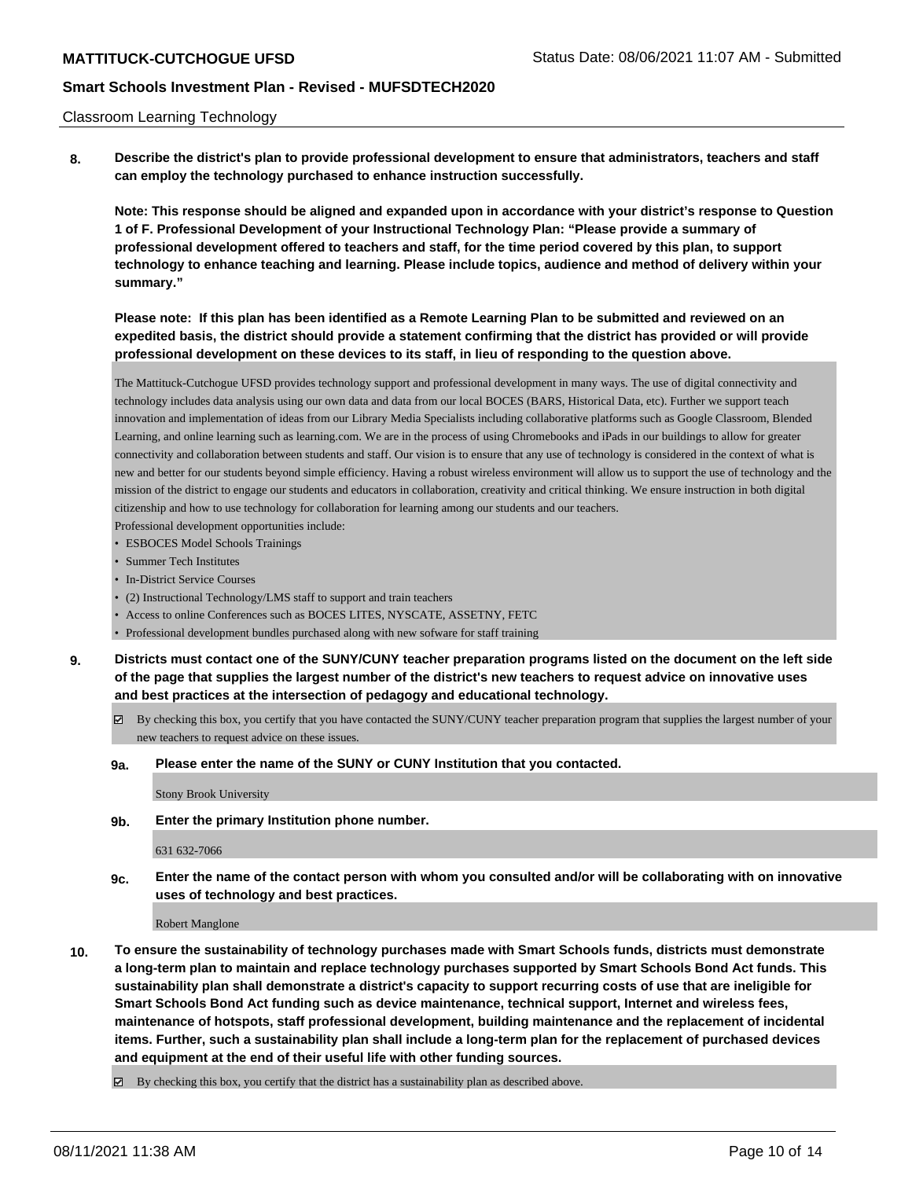Classroom Learning Technology

**8. Describe the district's plan to provide professional development to ensure that administrators, teachers and staff can employ the technology purchased to enhance instruction successfully.**

**Note: This response should be aligned and expanded upon in accordance with your district's response to Question 1 of F. Professional Development of your Instructional Technology Plan: "Please provide a summary of professional development offered to teachers and staff, for the time period covered by this plan, to support technology to enhance teaching and learning. Please include topics, audience and method of delivery within your summary."**

**Please note: If this plan has been identified as a Remote Learning Plan to be submitted and reviewed on an expedited basis, the district should provide a statement confirming that the district has provided or will provide professional development on these devices to its staff, in lieu of responding to the question above.**

The Mattituck-Cutchogue UFSD provides technology support and professional development in many ways. The use of digital connectivity and technology includes data analysis using our own data and data from our local BOCES (BARS, Historical Data, etc). Further we support teach innovation and implementation of ideas from our Library Media Specialists including collaborative platforms such as Google Classroom, Blended Learning, and online learning such as learning.com. We are in the process of using Chromebooks and iPads in our buildings to allow for greater connectivity and collaboration between students and staff. Our vision is to ensure that any use of technology is considered in the context of what is new and better for our students beyond simple efficiency. Having a robust wireless environment will allow us to support the use of technology and the mission of the district to engage our students and educators in collaboration, creativity and critical thinking. We ensure instruction in both digital citizenship and how to use technology for collaboration for learning among our students and our teachers.

Professional development opportunities include:

- ESBOCES Model Schools Trainings
- Summer Tech Institutes
- In-District Service Courses
- (2) Instructional Technology/LMS staff to support and train teachers
- Access to online Conferences such as BOCES LITES, NYSCATE, ASSETNY, FETC
- Professional development bundles purchased along with new sofware for staff training

**9. Districts must contact one of the SUNY/CUNY teacher preparation programs listed on the document on the left side of the page that supplies the largest number of the district's new teachers to request advice on innovative uses and best practices at the intersection of pedagogy and educational technology.**

☑ By checking this box, you certify that you have contacted the SUNY/CUNY teacher preparation program that supplies the largest number of your new teachers to request advice on these issues.

**9a. Please enter the name of the SUNY or CUNY Institution that you contacted.**

Stony Brook University

**9b. Enter the primary Institution phone number.**

631 632-7066

**9c. Enter the name of the contact person with whom you consulted and/or will be collaborating with on innovative uses of technology and best practices.**

Robert Manglone

**10. To ensure the sustainability of technology purchases made with Smart Schools funds, districts must demonstrate a long-term plan to maintain and replace technology purchases supported by Smart Schools Bond Act funds. This sustainability plan shall demonstrate a district's capacity to support recurring costs of use that are ineligible for Smart Schools Bond Act funding such as device maintenance, technical support, Internet and wireless fees, maintenance of hotspots, staff professional development, building maintenance and the replacement of incidental items. Further, such a sustainability plan shall include a long-term plan for the replacement of purchased devices and equipment at the end of their useful life with other funding sources.**

☑ By checking this box, you certify that the district has a sustainability plan as described above.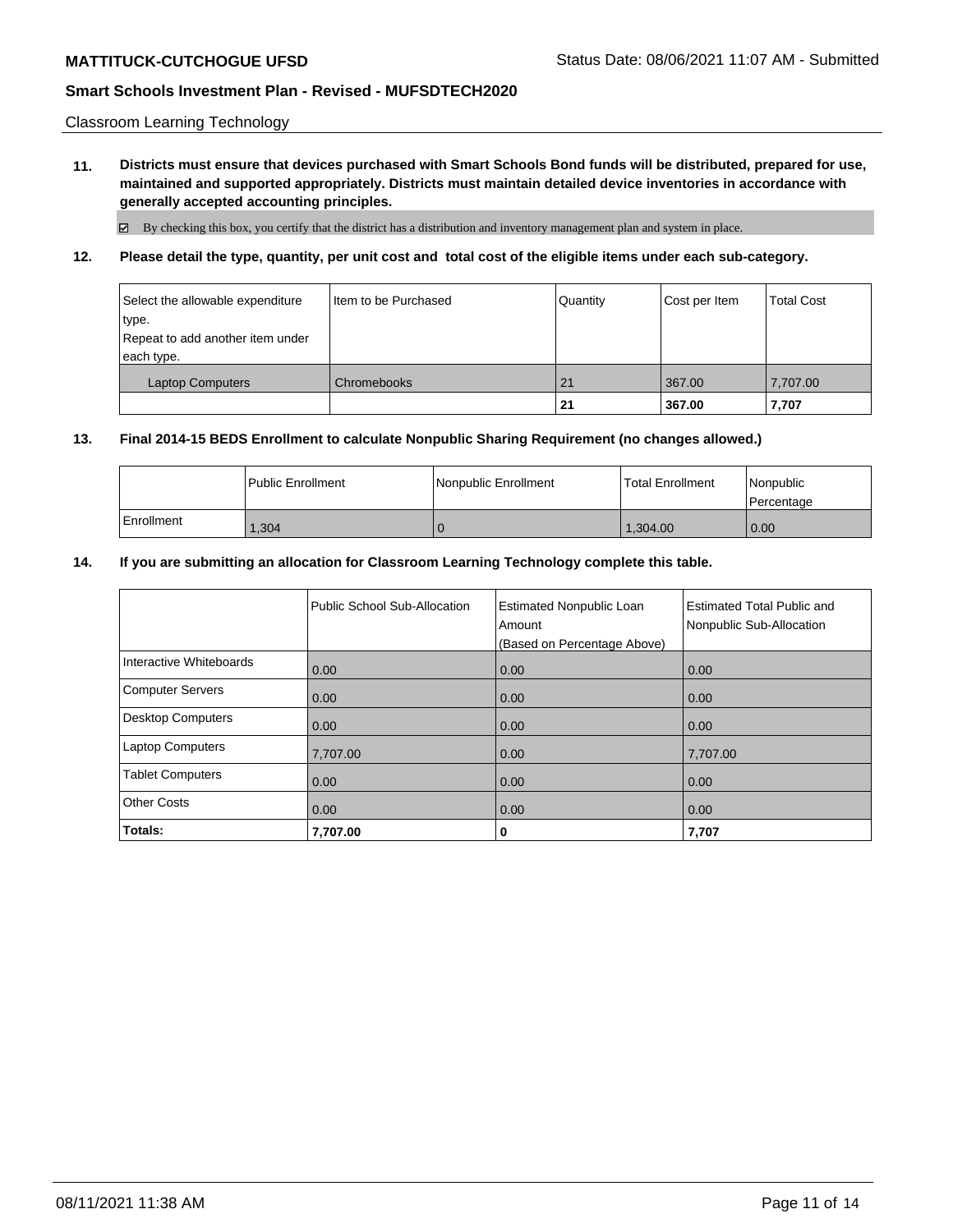Classroom Learning Technology

**11. Districts must ensure that devices purchased with Smart Schools Bond funds will be distributed, prepared for use, maintained and supported appropriately. Districts must maintain detailed device inventories in accordance with generally accepted accounting principles.**

☑ By checking this box, you certify that the district has a distribution and inventory management plan and system in place.

**12. Please detail the type, quantity, per unit cost and total cost of the eligible items under each sub-category.**

| Select the allowable expenditure type. Repeat to add another item under each type. | Item to be Purchased | Quantity | Cost per Item | Total Cost |
|---|---|---|---|---|
| Laptop Computers | Chromebooks | 21 | 367.00 | 7,707.00 |
| | | **21** | **367.00** | **7,707** |

**13. Final 2014-15 BEDS Enrollment to calculate Nonpublic Sharing Requirement (no changes allowed.)**

| | Public Enrollment | Nonpublic Enrollment | Total Enrollment | Nonpublic Percentage |
|---|---|---|---|---|
| Enrollment | 1,304 | 0 | 1,304.00 | 0.00 |

**14. If you are submitting an allocation for Classroom Learning Technology complete this table.**

| | Public School Sub-Allocation | Estimated Nonpublic Loan Amount (Based on Percentage Above) | Estimated Total Public and Nonpublic Sub-Allocation |
|---|---|---|---|
| Interactive Whiteboards | 0.00 | 0.00 | 0.00 |
| Computer Servers | 0.00 | 0.00 | 0.00 |
| Desktop Computers | 0.00 | 0.00 | 0.00 |
| Laptop Computers | 7,707.00 | 0.00 | 7,707.00 |
| Tablet Computers | 0.00 | 0.00 | 0.00 |
| Other Costs | 0.00 | 0.00 | 0.00 |
| **Totals:** | **7,707.00** | **0** | **7,707** |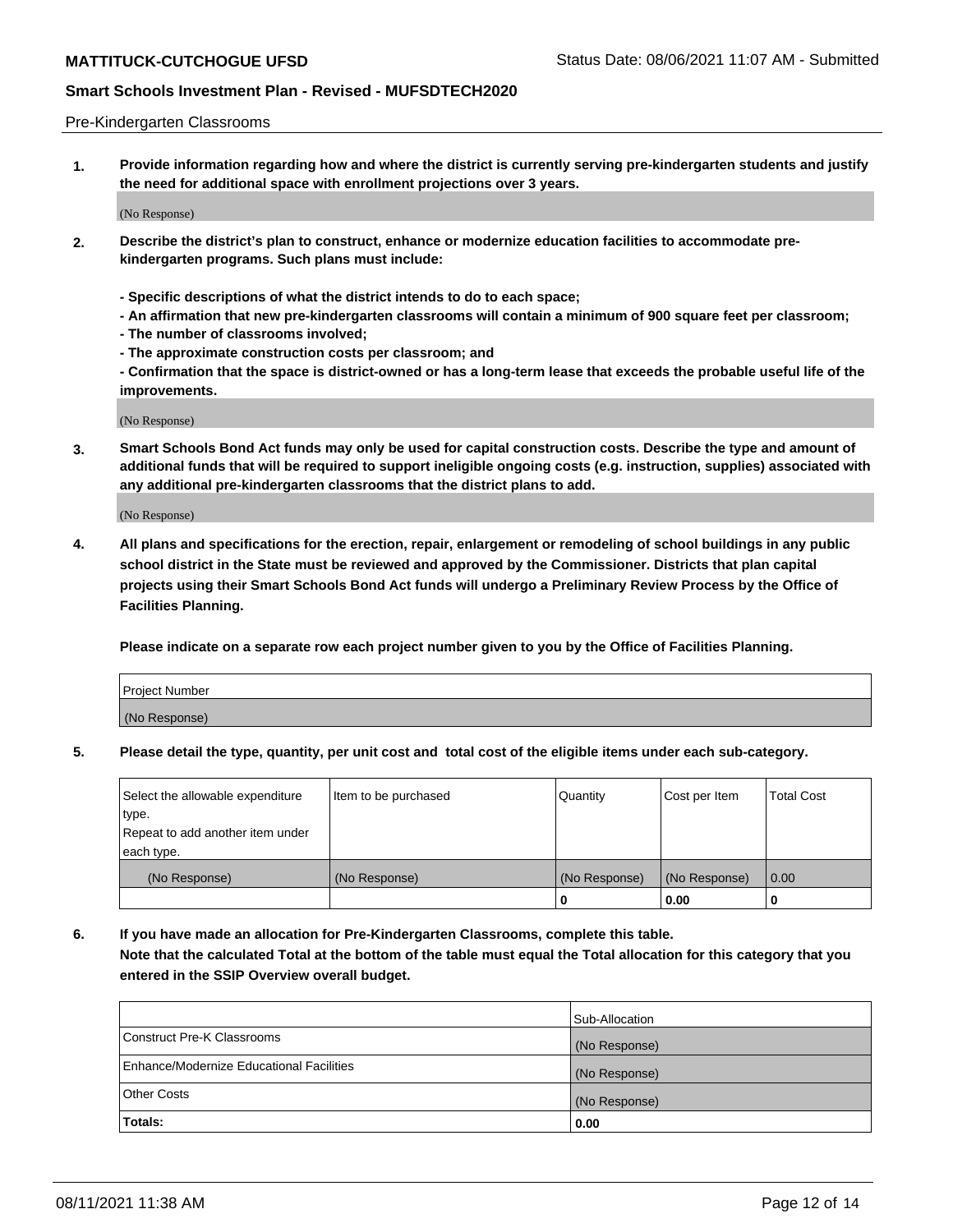Pre-Kindergarten Classrooms

**1. Provide information regarding how and where the district is currently serving pre-kindergarten students and justify the need for additional space with enrollment projections over 3 years.**

(No Response)

**2. Describe the district's plan to construct, enhance or modernize education facilities to accommodate pre-kindergarten programs. Such plans must include:**

**- Specific descriptions of what the district intends to do to each space;**
**- An affirmation that new pre-kindergarten classrooms will contain a minimum of 900 square feet per classroom;**
**- The number of classrooms involved;**
**- The approximate construction costs per classroom; and**
**- Confirmation that the space is district-owned or has a long-term lease that exceeds the probable useful life of the improvements.**

(No Response)

**3. Smart Schools Bond Act funds may only be used for capital construction costs. Describe the type and amount of additional funds that will be required to support ineligible ongoing costs (e.g. instruction, supplies) associated with any additional pre-kindergarten classrooms that the district plans to add.**

(No Response)

**4. All plans and specifications for the erection, repair, enlargement or remodeling of school buildings in any public school district in the State must be reviewed and approved by the Commissioner. Districts that plan capital projects using their Smart Schools Bond Act funds will undergo a Preliminary Review Process by the Office of Facilities Planning.**

**Please indicate on a separate row each project number given to you by the Office of Facilities Planning.**

| Project Number |
|---|
| (No Response) |

**5. Please detail the type, quantity, per unit cost and total cost of the eligible items under each sub-category.**

| Select the allowable expenditure type. Repeat to add another item under each type. | Item to be purchased | Quantity | Cost per Item | Total Cost |
|---|---|---|---|---|
| (No Response) | (No Response) | (No Response) | (No Response) | 0.00 |
| | | 0 | 0.00 | 0 |

**6. If you have made an allocation for Pre-Kindergarten Classrooms, complete this table. Note that the calculated Total at the bottom of the table must equal the Total allocation for this category that you entered in the SSIP Overview overall budget.**

| | Sub-Allocation |
|---|---|
| Construct Pre-K Classrooms | (No Response) |
| Enhance/Modernize Educational Facilities | (No Response) |
| Other Costs | (No Response) |
| **Totals:** | **0.00** |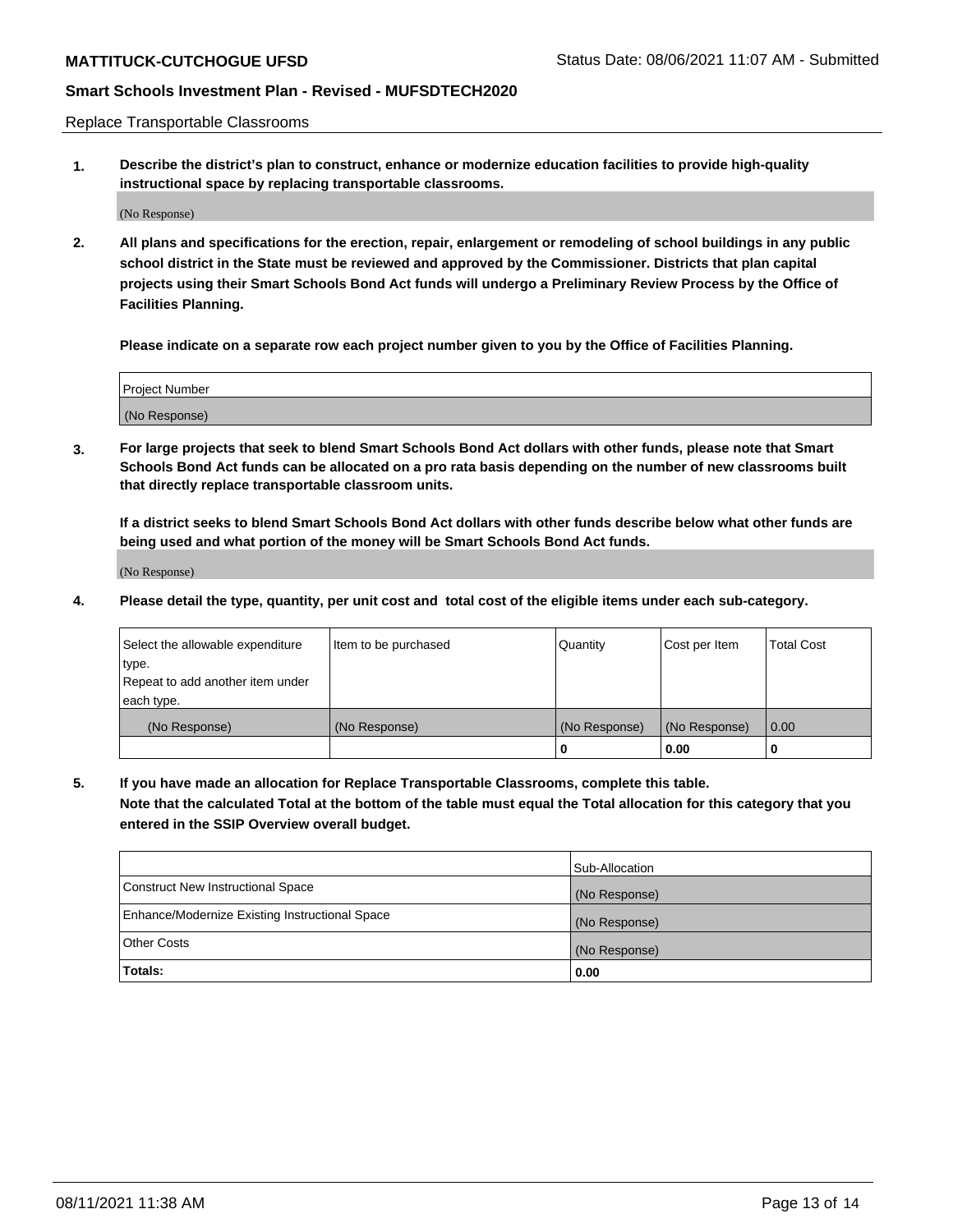Replace Transportable Classrooms

1. **Describe the district's plan to construct, enhance or modernize education facilities to provide high-quality instructional space by replacing transportable classrooms.**

(No Response)

2. **All plans and specifications for the erection, repair, enlargement or remodeling of school buildings in any public school district in the State must be reviewed and approved by the Commissioner. Districts that plan capital projects using their Smart Schools Bond Act funds will undergo a Preliminary Review Process by the Office of Facilities Planning.**

   **Please indicate on a separate row each project number given to you by the Office of Facilities Planning.**

| Project Number |
| --- |
| (No Response) |

3. **For large projects that seek to blend Smart Schools Bond Act dollars with other funds, please note that Smart Schools Bond Act funds can be allocated on a pro rata basis depending on the number of new classrooms built that directly replace transportable classroom units.**

   **If a district seeks to blend Smart Schools Bond Act dollars with other funds describe below what other funds are being used and what portion of the money will be Smart Schools Bond Act funds.**

(No Response)

4. **Please detail the type, quantity, per unit cost and total cost of the eligible items under each sub-category.**

| Select the allowable expenditure type. Repeat to add another item under each type. | Item to be purchased | Quantity | Cost per Item | Total Cost |
| --- | --- | --- | --- | --- |
| (No Response) | (No Response) | (No Response) | (No Response) | 0.00 |
| | | 0 | 0.00 | 0 |

5. **If you have made an allocation for Replace Transportable Classrooms, complete this table. Note that the calculated Total at the bottom of the table must equal the Total allocation for this category that you entered in the SSIP Overview overall budget.**

| | Sub-Allocation |
| --- | --- |
| Construct New Instructional Space | (No Response) |
| Enhance/Modernize Existing Instructional Space | (No Response) |
| Other Costs | (No Response) |
| **Totals:** | **0.00** |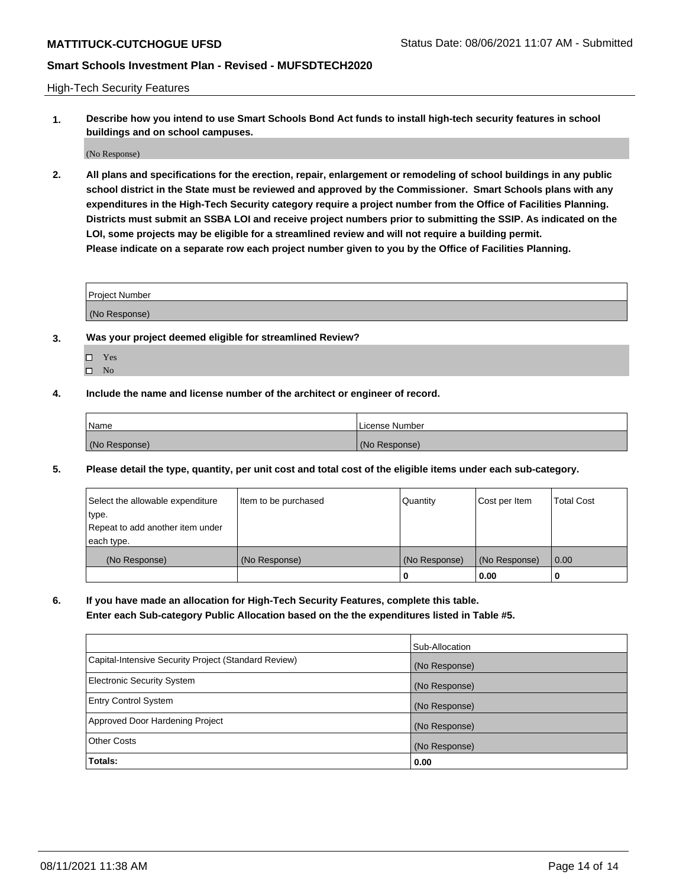## High-Tech Security Features

**1. Describe how you intend to use Smart Schools Bond Act funds to install high-tech security features in school buildings and on school campuses.**

(No Response)

**2. All plans and specifications for the erection, repair, enlargement or remodeling of school buildings in any public school district in the State must be reviewed and approved by the Commissioner. Smart Schools plans with any expenditures in the High-Tech Security category require a project number from the Office of Facilities Planning. Districts must submit an SSBA LOI and receive project numbers prior to submitting the SSIP. As indicated on the LOI, some projects may be eligible for a streamlined review and will not require a building permit.**
**Please indicate on a separate row each project number given to you by the Office of Facilities Planning.**

| Project Number |
|---|
| (No Response) |

**3. Was your project deemed eligible for streamlined Review?**

- ☐ Yes
- ☐ No

**4. Include the name and license number of the architect or engineer of record.**

| Name | License Number |
|---|---|
| (No Response) | (No Response) |

**5. Please detail the type, quantity, per unit cost and total cost of the eligible items under each sub-category.**

| Select the allowable expenditure type. Repeat to add another item under each type. | Item to be purchased | Quantity | Cost per Item | Total Cost |
|---|---|---|---|---|
| (No Response) | (No Response) | (No Response) | (No Response) | 0.00 |
| | | 0 | 0.00 | 0 |

**6. If you have made an allocation for High-Tech Security Features, complete this table.**
**Enter each Sub-category Public Allocation based on the the expenditures listed in Table #5.**

| | Sub-Allocation |
|---|---|
| Capital-Intensive Security Project (Standard Review) | (No Response) |
| Electronic Security System | (No Response) |
| Entry Control System | (No Response) |
| Approved Door Hardening Project | (No Response) |
| Other Costs | (No Response) |
| **Totals:** | **0.00** |